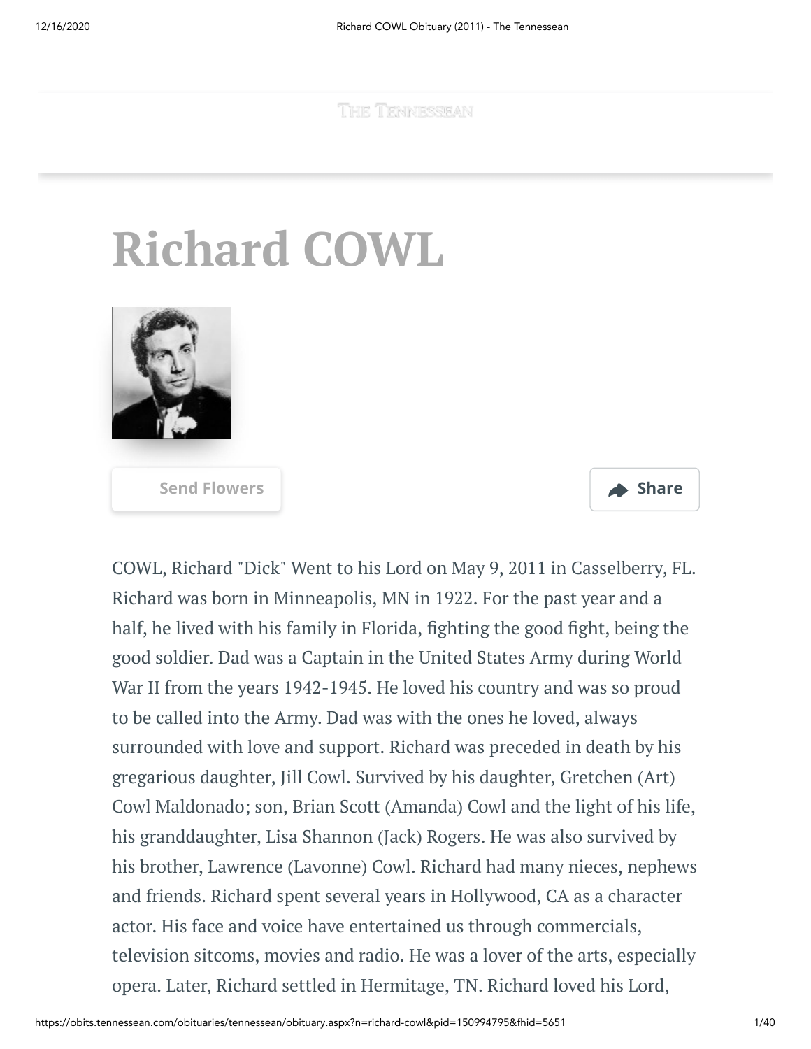# Richard COWL

COWL, Richard "Dick" Went to his Lord on May 9, 2011 in Casselberry, FL. Richard was born in Minneapolis, MN in 1922. For the past year and a half, he lived with his family in Florida, fighting the good fight, being the good soldier. Dad was a Captain in the United States Army during World War II from the years 1942-1945. He loved his country and was so proud to be called into the Army. Dad was with the ones he loved, always surrounded with love and support. Richard was preceded in death by his gregarious daughter, Jill Cowl. Survived by his daughter, Gretchen (Art) Cowl Maldonado; son, Brian Scott (Amanda) Cowl and the light of his life, his granddaughter, Lisa Shannon (Jack) Rogers. He was also survived by his brother, Lawrence (Lavonne) Cowl. Richard had many nieces, nephews and friends. Richard spent several years in Hollywood, CA as a character actor. His face and voice have entertained us through commercials, television sitcoms, movies and radio. He was a lover of the arts, especially opera. Later, Richard settled in Hermitage, TN. Richard loved his Lord,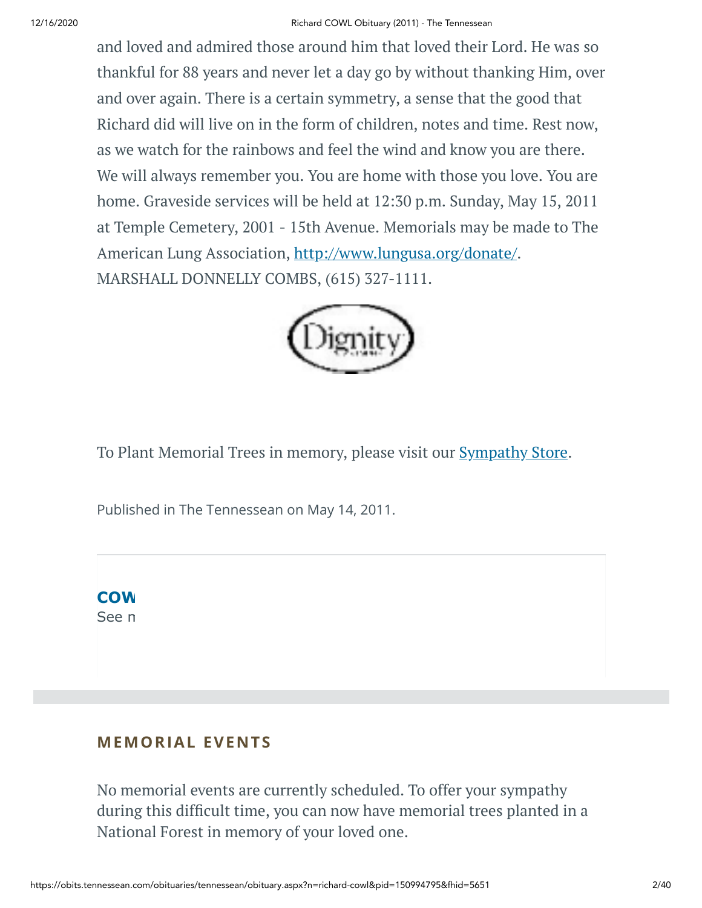and loved and admired those around him that loved their Lord. He was so thankful for 88 years and never let a day go by without thanking Him, over and over again. There is a certain symmetry, a sense that the good that Richard did will live on in the form of children, notes and time. Rest now, as we watch for the rainbows and feel the wind and know you are there. We will always remember you. You are home with those you love. You are home. Graveside services will be held at 12:30 p.m. Sunday, May 15, 2011 at Temple Cemetery, 2001 - 15th Avenue. Memorials may be made to The American Lung Association, http://www.lungusa.org/donate/. MARSHALL DONNELLY COMBS, (615) 327-1111.

Dignity

To Plant Memorial Trees in memory, please visit our Sympathy Store.

Published in The Tennessean on May 14, 2011.

**COW**
See n

## MEMORIAL EVENTS

No memorial events are currently scheduled. To offer your sympathy during this difficult time, you can now have memorial trees planted in a National Forest in memory of your loved one.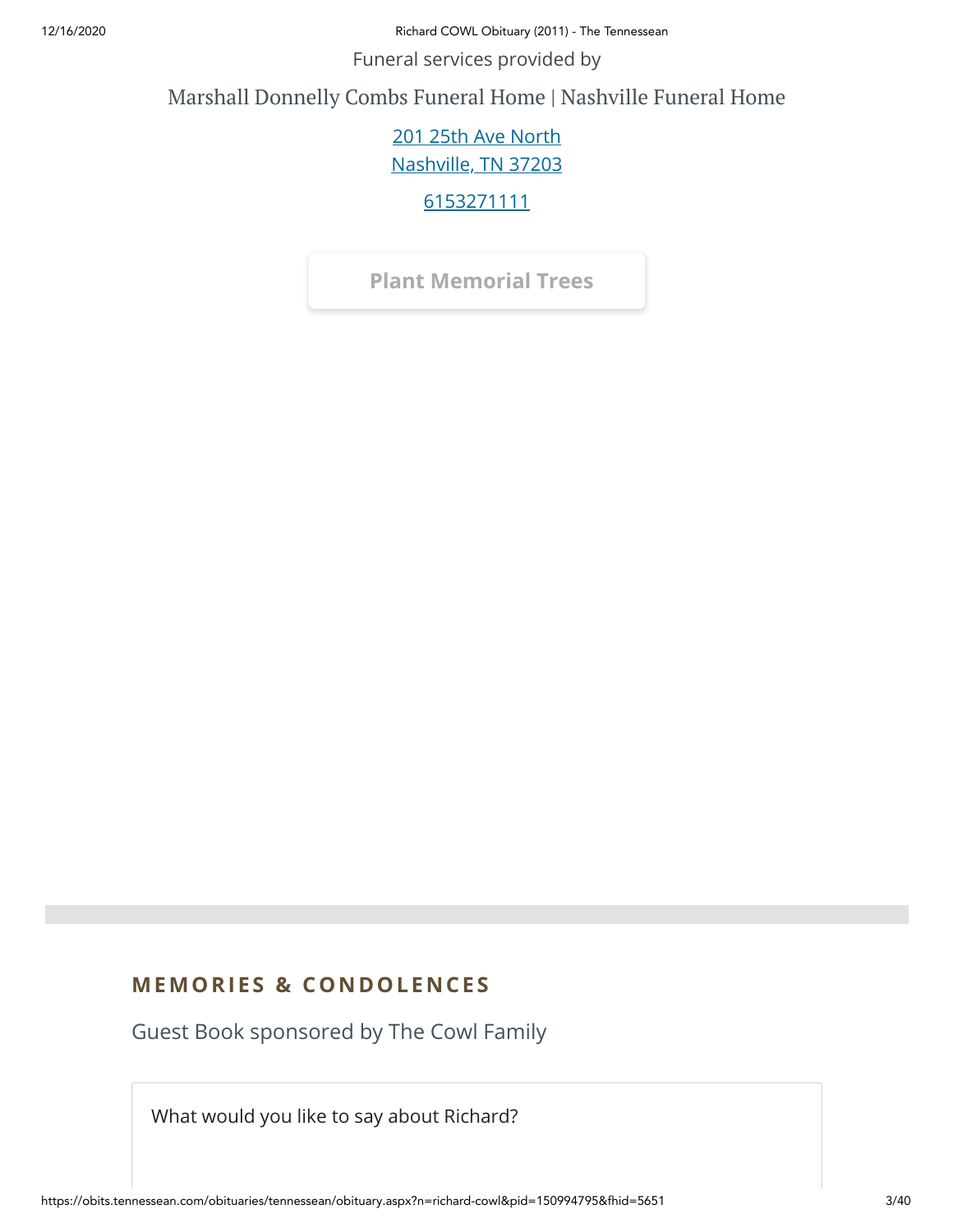Funeral services provided by

Marshall Donnelly Combs Funeral Home | Nashville Funeral Home

201 25th Ave North
Nashville, TN 37203

6153271111

Plant Memorial Trees

## MEMORIES & CONDOLENCES

Guest Book sponsored by The Cowl Family

What would you like to say about Richard?